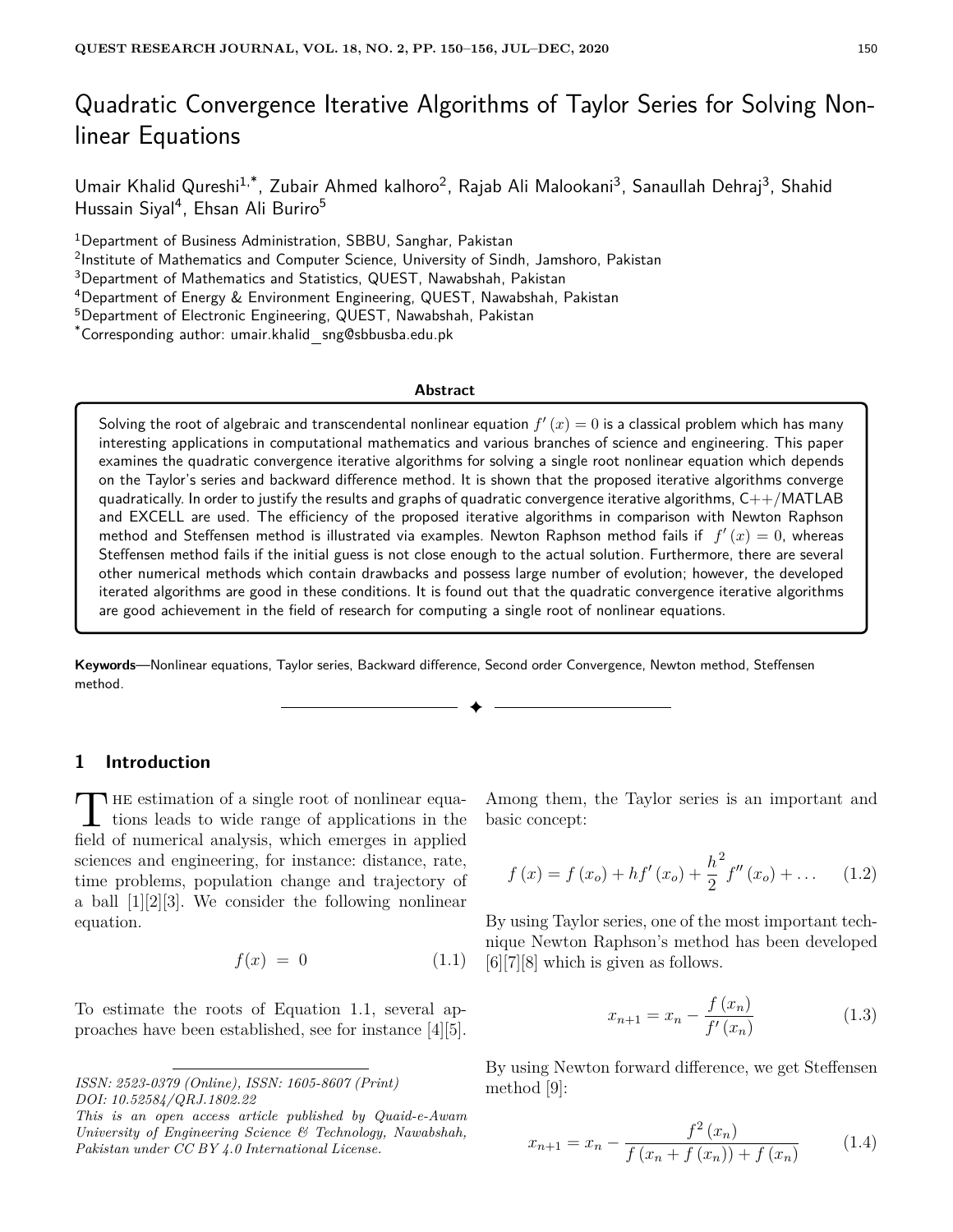# Quadratic Convergence Iterative Algorithms of Taylor Series for Solving Nonlinear Equations

Umair Khalid Qureshi[1,*], Zubair Ahmed kalhoro[2], Rajab Ali Malookani[3], Sanaullah Dehraj[3], Shahid Hussain Siyal[4], Ehsan Ali Buriro[5]

[1]Department of Business Administration, SBBU, Sanghar, Pakistan
[2]Institute of Mathematics and Computer Science, University of Sindh, Jamshoro, Pakistan
[3]Department of Mathematics and Statistics, QUEST, Nawabshah, Pakistan
[4]Department of Energy & Environment Engineering, QUEST, Nawabshah, Pakistan
[5]Department of Electronic Engineering, QUEST, Nawabshah, Pakistan
[*]Corresponding author: umair.khalid_sng@sbbusba.edu.pk

**Abstract**

Solving the root of algebraic and transcendental nonlinear equation $f'(x) = 0$ is a classical problem which has many interesting applications in computational mathematics and various branches of science and engineering. This paper examines the quadratic convergence iterative algorithms for solving a single root nonlinear equation which depends on the Taylor's series and backward difference method. It is shown that the proposed iterative algorithms converge quadratically. In order to justify the results and graphs of quadratic convergence iterative algorithms, C++/MATLAB and EXCELL are used. The efficiency of the proposed iterative algorithms in comparison with Newton Raphson method and Steffensen method is illustrated via examples. Newton Raphson method fails if $f'(x) = 0$, whereas Steffensen method fails if the initial guess is not close enough to the actual solution. Furthermore, there are several other numerical methods which contain drawbacks and possess large number of evolution; however, the developed iterated algorithms are good in these conditions. It is found out that the quadratic convergence iterative algorithms are good achievement in the field of research for computing a single root of nonlinear equations.

**Keywords**—Nonlinear equations, Taylor series, Backward difference, Second order Convergence, Newton method, Steffensen method.

## 1 Introduction

The estimation of a single root of nonlinear equations leads to wide range of applications in the field of numerical analysis, which emerges in applied sciences and engineering, for instance: distance, rate, time problems, population change and trajectory of a ball [1][2][3]. We consider the following nonlinear equation.

$$f(x) = 0 \tag{1.1}$$

To estimate the roots of Equation 1.1, several approaches have been established, see for instance [4][5]. Among them, the Taylor series is an important and basic concept:

$$f(x) = f(x_o) + hf'(x_o) + \frac{h^2}{2} f''(x_o) + \ldots \tag{1.2}$$

By using Taylor series, one of the most important technique Newton Raphson's method has been developed [6][7][8] which is given as follows.

$$x_{n+1} = x_n - \frac{f(x_n)}{f'(x_n)} \tag{1.3}$$

By using Newton forward difference, we get Steffensen method [9]:

$$x_{n+1} = x_n - \frac{f^2(x_n)}{f(x_n + f(x_n)) + f(x_n)} \tag{1.4}$$

*ISSN: 2523-0379 (Online), ISSN: 1605-8607 (Print)*
*DOI: 10.52584/QRJ.1802.22*
*This is an open access article published by Quaid-e-Awam University of Engineering Science & Technology, Nawabshah, Pakistan under CC BY 4.0 International License.*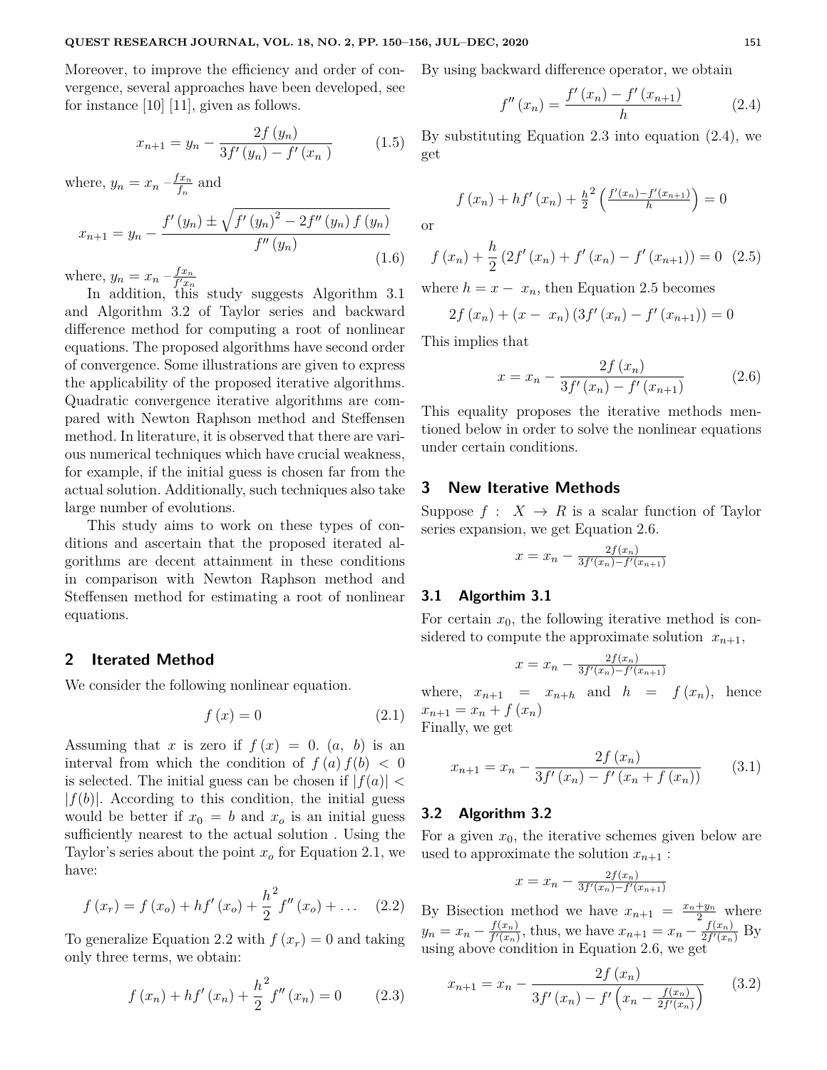Moreover, to improve the efficiency and order of convergence, several approaches have been developed, see for instance [10] [11], given as follows.

$$x_{n+1} = y_n - \frac{2f(y_n)}{3f'(y_n) - f'(x_n)} \tag{1.5}$$

where, $y_n = x_n - \frac{f x_n}{f_n}$ and

$$x_{n+1} = y_n - \frac{f'(y_n) \pm \sqrt{f'(y_n)^2 - 2f''(y_n) f(y_n)}}{f''(y_n)} \tag{1.6}$$

where, $y_n = x_n - \frac{f x_n}{f' x_n}$

In addition, this study suggests Algorithm 3.1 and Algorithm 3.2 of Taylor series and backward difference method for computing a root of nonlinear equations. The proposed algorithms have second order of convergence. Some illustrations are given to express the applicability of the proposed iterative algorithms. Quadratic convergence iterative algorithms are compared with Newton Raphson method and Steffensen method. In literature, it is observed that there are various numerical techniques which have crucial weakness, for example, if the initial guess is chosen far from the actual solution. Additionally, such techniques also take large number of evolutions.

This study aims to work on these types of conditions and ascertain that the proposed iterated algorithms are decent attainment in these conditions in comparison with Newton Raphson method and Steffensen method for estimating a root of nonlinear equations.

## 2 Iterated Method

We consider the following nonlinear equation.

$$f(x) = 0 \tag{2.1}$$

Assuming that $x$ is zero if $f(x) = 0$. $(a,\ b)$ is an interval from which the condition of $f(a)\,f(b) < 0$ is selected. The initial guess can be chosen if $|f(a)| < |f(b)|$. According to this condition, the initial guess would be better if $x_0 = b$ and $x_o$ is an initial guess sufficiently nearest to the actual solution . Using the Taylor's series about the point $x_o$ for Equation 2.1, we have:

$$f(x_r) = f(x_o) + hf'(x_o) + \frac{h^2}{2} f''(x_o) + \ldots \tag{2.2}$$

To generalize Equation 2.2 with $f(x_r) = 0$ and taking only three terms, we obtain:

$$f(x_n) + hf'(x_n) + \frac{h^2}{2} f''(x_n) = 0 \tag{2.3}$$

By using backward difference operator, we obtain

$$f''(x_n) = \frac{f'(x_n) - f'(x_{n+1})}{h} \tag{2.4}$$

By substituting Equation 2.3 into equation (2.4), we get

$$f(x_n) + hf'(x_n) + \frac{h^2}{2}\left(\frac{f'(x_n) - f'(x_{n+1})}{h}\right) = 0$$

or

$$f(x_n) + \frac{h}{2}\left(2f'(x_n) + f'(x_n) - f'(x_{n+1})\right) = 0 \tag{2.5}$$

where $h = x - x_n$, then Equation 2.5 becomes

$$2f(x_n) + (x - x_n)\left(3f'(x_n) - f'(x_{n+1})\right) = 0$$

This implies that

$$x = x_n - \frac{2f(x_n)}{3f'(x_n) - f'(x_{n+1})} \tag{2.6}$$

This equality proposes the iterative methods mentioned below in order to solve the nonlinear equations under certain conditions.

## 3 New Iterative Methods

Suppose $f:\ X \rightarrow R$ is a scalar function of Taylor series expansion, we get Equation 2.6.

$$x = x_n - \frac{2f(x_n)}{3f'(x_n) - f'(x_{n+1})}$$

### 3.1 Algorthim 3.1

For certain $x_0$, the following iterative method is considered to compute the approximate solution $x_{n+1}$,

$$x = x_n - \frac{2f(x_n)}{3f'(x_n) - f'(x_{n+1})}$$

where, $x_{n+1} = x_{n+h}$ and $h = f(x_n)$, hence $x_{n+1} = x_n + f(x_n)$

Finally, we get

$$x_{n+1} = x_n - \frac{2f(x_n)}{3f'(x_n) - f'(x_n + f(x_n))} \tag{3.1}$$

### 3.2 Algorithm 3.2

For a given $x_0$, the iterative schemes given below are used to approximate the solution $x_{n+1}$ :

$$x = x_n - \frac{2f(x_n)}{3f'(x_n) - f'(x_{n+1})}$$

By Bisection method we have $x_{n+1} = \frac{x_n + y_n}{2}$ where $y_n = x_n - \frac{f(x_n)}{f'(x_n)}$, thus, we have $x_{n+1} = x_n - \frac{f(x_n)}{2f'(x_n)}$ By using above condition in Equation 2.6, we get

$$x_{n+1} = x_n - \frac{2f(x_n)}{3f'(x_n) - f'\left(x_n - \frac{f(x_n)}{2f'(x_n)}\right)} \tag{3.2}$$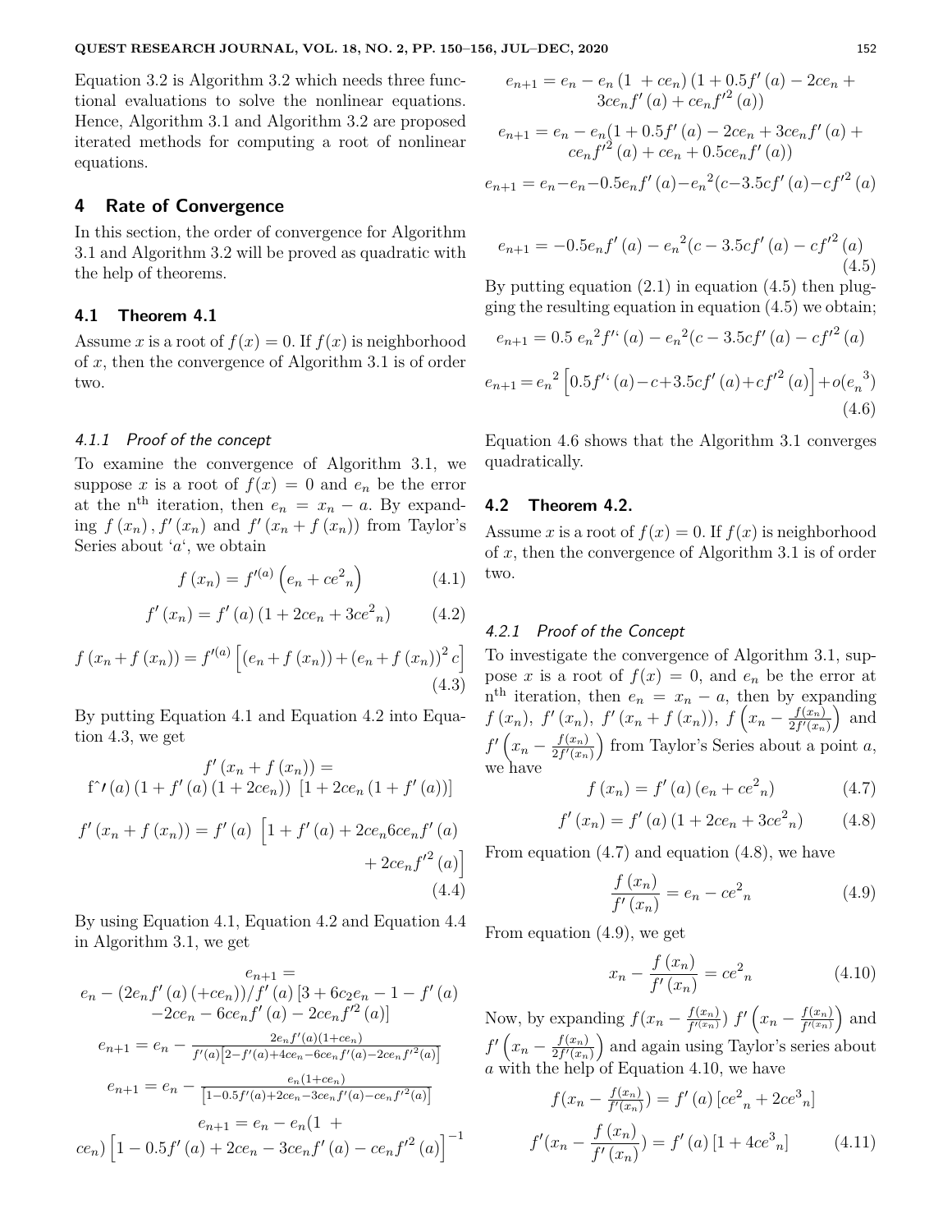Equation 3.2 is Algorithm 3.2 which needs three functional evaluations to solve the nonlinear equations. Hence, Algorithm 3.1 and Algorithm 3.2 are proposed iterated methods for computing a root of nonlinear equations.

## 4 Rate of Convergence

In this section, the order of convergence for Algorithm 3.1 and Algorithm 3.2 will be proved as quadratic with the help of theorems.

### 4.1 Theorem 4.1

Assume $x$ is a root of $f(x) = 0$. If $f(x)$ is neighborhood of $x$, then the convergence of Algorithm 3.1 is of order two.

#### *4.1.1 Proof of the concept*

To examine the convergence of Algorithm 3.1, we suppose $x$ is a root of $f(x) = 0$ and $e_n$ be the error at the n$^{\text{th}}$ iteration, then $e_n = x_n - a$. By expanding $f(x_n), f'(x_n)$ and $f'(x_n + f(x_n))$ from Taylor's Series about '$a$', we obtain

$$f(x_n) = f'^{(a)}\left(e_n + ce^2{}_n\right) \tag{4.1}$$

$$f'(x_n) = f'(a)\left(1 + 2ce_n + 3ce^2{}_n\right) \tag{4.2}$$

$$f(x_n + f(x_n)) = f'^{(a)}\left[(e_n + f(x_n)) + (e_n + f(x_n))^2 c\right] \tag{4.3}$$

By putting Equation 4.1 and Equation 4.2 into Equation 4.3, we get

$$f'(x_n + f(x_n)) = f\hat{}\prime(a)\left(1 + f'(a)(1 + 2ce_n)\right)\ \left[1 + 2ce_n\left(1 + f'(a)\right)\right]$$

$$f'(x_n + f(x_n)) = f'(a)\ \left[1 + f'(a) + 2ce_n 6ce_n f'(a) + 2ce_n f'^2(a)\right] \tag{4.4}$$

By using Equation 4.1, Equation 4.2 and Equation 4.4 in Algorithm 3.1, we get

$$e_{n+1} = e_n - (2e_n f'(a)(+ce_n))/f'(a)\left[3 + 6c_2 e_n - 1 - f'(a) - 2ce_n - 6ce_n f'(a) - 2ce_n f'^2(a)\right]$$

$$e_{n+1} = e_n - \frac{2e_n f'(a)(1+ce_n)}{f'(a)\left[2 - f'(a) + 4ce_n - 6ce_n f'(a) - 2ce_n f'^2(a)\right]}$$

$$e_{n+1} = e_n - \frac{e_n(1+ce_n)}{\left[1 - 0.5f'(a) + 2ce_n - 3ce_n f'(a) - ce_n f'^2(a)\right]}$$

$$e_{n+1} = e_n - e_n(1 + ce_n)\left[1 - 0.5f'(a) + 2ce_n - 3ce_n f'(a) - ce_n f'^2(a)\right]^{-1}$$

$$e_{n+1} = e_n - e_n(1 + ce_n)\left(1 + 0.5f'(a) - 2ce_n + 3ce_n f'(a) + ce_n f'^2(a)\right)$$

$$e_{n+1} = e_n - e_n(1 + 0.5f'(a) - 2ce_n + 3ce_n f'(a) + ce_n f'^2(a) + ce_n + 0.5ce_n f'(a))$$

$$e_{n+1} = e_n - e_n - 0.5e_n f'(a) - e_n{}^2(c - 3.5cf'(a) - cf'^2(a)$$

$$e_{n+1} = -0.5e_n f'(a) - e_n{}^2(c - 3.5cf'(a) - cf'^2(a) \tag{4.5}$$

By putting equation (2.1) in equation (4.5) then plugging the resulting equation in equation (4.5) we obtain;

$$e_{n+1} = 0.5\ e_n{}^2 f'^{\text{`}}(a) - e_n{}^2(c - 3.5cf'(a) - cf'^2(a)$$

$$e_{n+1} = e_n{}^2\left[0.5f'^{\text{`}}(a) - c + 3.5cf'(a) + cf'^2(a)\right] + o(e_n{}^3) \tag{4.6}$$

Equation 4.6 shows that the Algorithm 3.1 converges quadratically.

### 4.2 Theorem 4.2.

Assume $x$ is a root of $f(x) = 0$. If $f(x)$ is neighborhood of $x$, then the convergence of Algorithm 3.1 is of order two.

#### *4.2.1 Proof of the Concept*

To investigate the convergence of Algorithm 3.1, suppose $x$ is a root of $f(x) = 0$, and $e_n$ be the error at n$^{\text{th}}$ iteration, then $e_n = x_n - a$, then by expanding $f(x_n)$, $f'(x_n)$, $f'(x_n + f(x_n))$, $f\left(x_n - \frac{f(x_n)}{2f'(x_n)}\right)$ and $f'\left(x_n - \frac{f(x_n)}{2f'(x_n)}\right)$ from Taylor's Series about a point $a$, we have

$$f(x_n) = f'(a)(e_n + ce^2{}_n) \tag{4.7}$$

$$f'(x_n) = f'(a)(1 + 2ce_n + 3ce^2{}_n) \tag{4.8}$$

From equation (4.7) and equation (4.8), we have

$$\frac{f(x_n)}{f'(x_n)} = e_n - ce^2{}_n \tag{4.9}$$

From equation (4.9), we get

$$x_n - \frac{f(x_n)}{f'(x_n)} = ce^2{}_n \tag{4.10}$$

Now, by expanding $f(x_n - \frac{f(x_n)}{f'(x_n)})$ $f'\left(x_n - \frac{f(x_n)}{f'(x_n)}\right)$ and $f'\left(x_n - \frac{f(x_n)}{2f'(x_n)}\right)$ and again using Taylor's series about $a$ with the help of Equation 4.10, we have

$$f(x_n - \tfrac{f(x_n)}{f'(x_n)}) = f'(a)\left[ce^2{}_n + 2ce^3{}_n\right]$$

$$f'(x_n - \frac{f(x_n)}{f'(x_n)}) = f'(a)\left[1 + 4ce^3{}_n\right] \tag{4.11}$$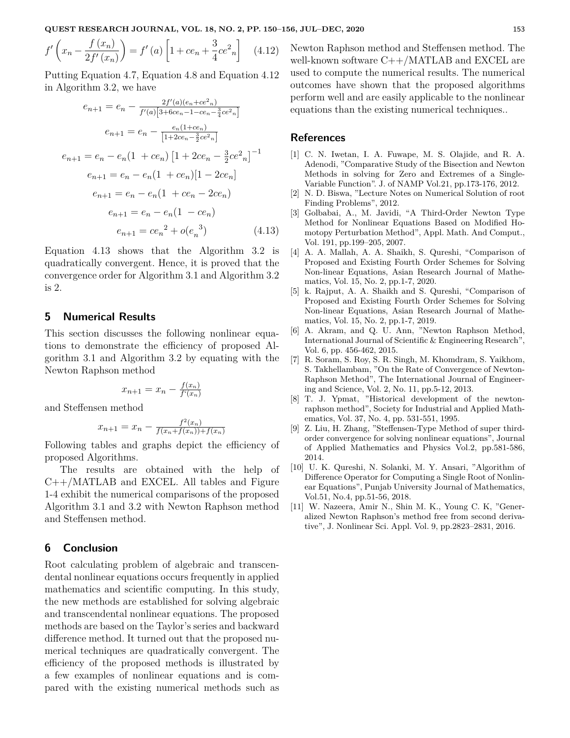$$f'\left(x_n - \frac{f(x_n)}{2f'(x_n)}\right) = f'(a)\left[1 + ce_n + \frac{3}{4}ce^2{}_n\right] \quad (4.12)$$

Putting Equation 4.7, Equation 4.8 and Equation 4.12 in Algorithm 3.2, we have

$$e_{n+1} = e_n - \frac{2f'(a)(e_n + ce^2{}_n)}{f'(a)\left[3 + 6ce_n - 1 - ce_n - \frac{3}{4}ce^2{}_n\right]}$$

$$e_{n+1} = e_n - \frac{e_n(1 + ce_n)}{\left[1 + 2ce_n - \frac{3}{2}ce^2{}_n\right]}$$

$$e_{n+1} = e_n - e_n(1 + ce_n)\left[1 + 2ce_n - \frac{3}{2}ce^2{}_n\right]^{-1}$$

$$e_{n+1} = e_n - e_n(1 + ce_n)[1 - 2ce_n]$$

$$e_{n+1} = e_n - e_n(1 + ce_n - 2ce_n)$$

$$e_{n+1} = e_n - e_n(1 - ce_n)$$

$$e_{n+1} = ce_n{}^2 + o(e_n{}^3) \quad (4.13)$$

Equation 4.13 shows that the Algorithm 3.2 is quadratically convergent. Hence, it is proved that the convergence order for Algorithm 3.1 and Algorithm 3.2 is 2.

## 5 Numerical Results

This section discusses the following nonlinear equations to demonstrate the efficiency of proposed Algorithm 3.1 and Algorithm 3.2 by equating with the Newton Raphson method

$$x_{n+1} = x_n - \frac{f(x_n)}{f'(x_n)}$$

and Steffensen method

$$x_{n+1} = x_n - \frac{f^2(x_n)}{f(x_n + f(x_n)) + f(x_n)}$$

Following tables and graphs depict the efficiency of proposed Algorithms.

The results are obtained with the help of C++/MATLAB and EXCEL. All tables and Figure 1-4 exhibit the numerical comparisons of the proposed Algorithm 3.1 and 3.2 with Newton Raphson method and Steffensen method.

## 6 Conclusion

Root calculating problem of algebraic and transcendental nonlinear equations occurs frequently in applied mathematics and scientific computing. In this study, the new methods are established for solving algebraic and transcendental nonlinear equations. The proposed methods are based on the Taylor's series and backward difference method. It turned out that the proposed numerical techniques are quadratically convergent. The efficiency of the proposed methods is illustrated by a few examples of nonlinear equations and is compared with the existing numerical methods such as Newton Raphson method and Steffensen method. The well-known software C++/MATLAB and EXCEL are used to compute the numerical results. The numerical outcomes have shown that the proposed algorithms perform well and are easily applicable to the nonlinear equations than the existing numerical techniques..

## References

[1] C. N. Iwetan, I. A. Fuwape, M. S. Olajide, and R. A. Adenodi, "Comparative Study of the Bisection and Newton Methods in solving for Zero and Extremes of a Single-Variable Function". J. of NAMP Vol.21, pp.173-176, 2012.

[2] N. D. Biswa, "Lecture Notes on Numerical Solution of root Finding Problems", 2012.

[3] Golbabai, A., M. Javidi, "A Third-Order Newton Type Method for Nonlinear Equations Based on Modified Homotopy Perturbation Method", Appl. Math. And Comput., Vol. 191, pp.199–205, 2007.

[4] A. A. Mallah, A. A. Shaikh, S. Qureshi, "Comparison of Proposed and Existing Fourth Order Schemes for Solving Non-linear Equations, Asian Research Journal of Mathematics, Vol. 15, No. 2, pp.1-7, 2020.

[5] k. Rajput, A. A. Shaikh and S. Qureshi, "Comparison of Proposed and Existing Fourth Order Schemes for Solving Non-linear Equations, Asian Research Journal of Mathematics, Vol. 15, No. 2, pp.1-7, 2019.

[6] A. Akram, and Q. U. Ann, "Newton Raphson Method, International Journal of Scientific & Engineering Research", Vol. 6, pp. 456-462, 2015.

[7] R. Soram, S. Roy, S. R. Singh, M. Khomdram, S. Yaikhom, S. Takhellambam, "On the Rate of Convergence of Newton-Raphson Method", The International Journal of Engineering and Science, Vol. 2, No. 11, pp.5-12, 2013.

[8] T. J. Ypmat, "Historical development of the newton-raphson method", Society for Industrial and Applied Mathematics, Vol. 37, No. 4, pp. 531-551, 1995.

[9] Z. Liu, H. Zhang, "Steffensen-Type Method of super third-order convergence for solving nonlinear equations", Journal of Applied Mathematics and Physics Vol.2, pp.581-586, 2014.

[10] U. K. Qureshi, N. Solanki, M. Y. Ansari, "Algorithm of Difference Operator for Computing a Single Root of Nonlinear Equations", Punjab University Journal of Mathematics, Vol.51, No.4, pp.51-56, 2018.

[11] W. Nazeera, Amir N., Shin M. K., Young C. K, "Generalized Newton Raphson's method free from second derivative", J. Nonlinear Sci. Appl. Vol. 9, pp.2823–2831, 2016.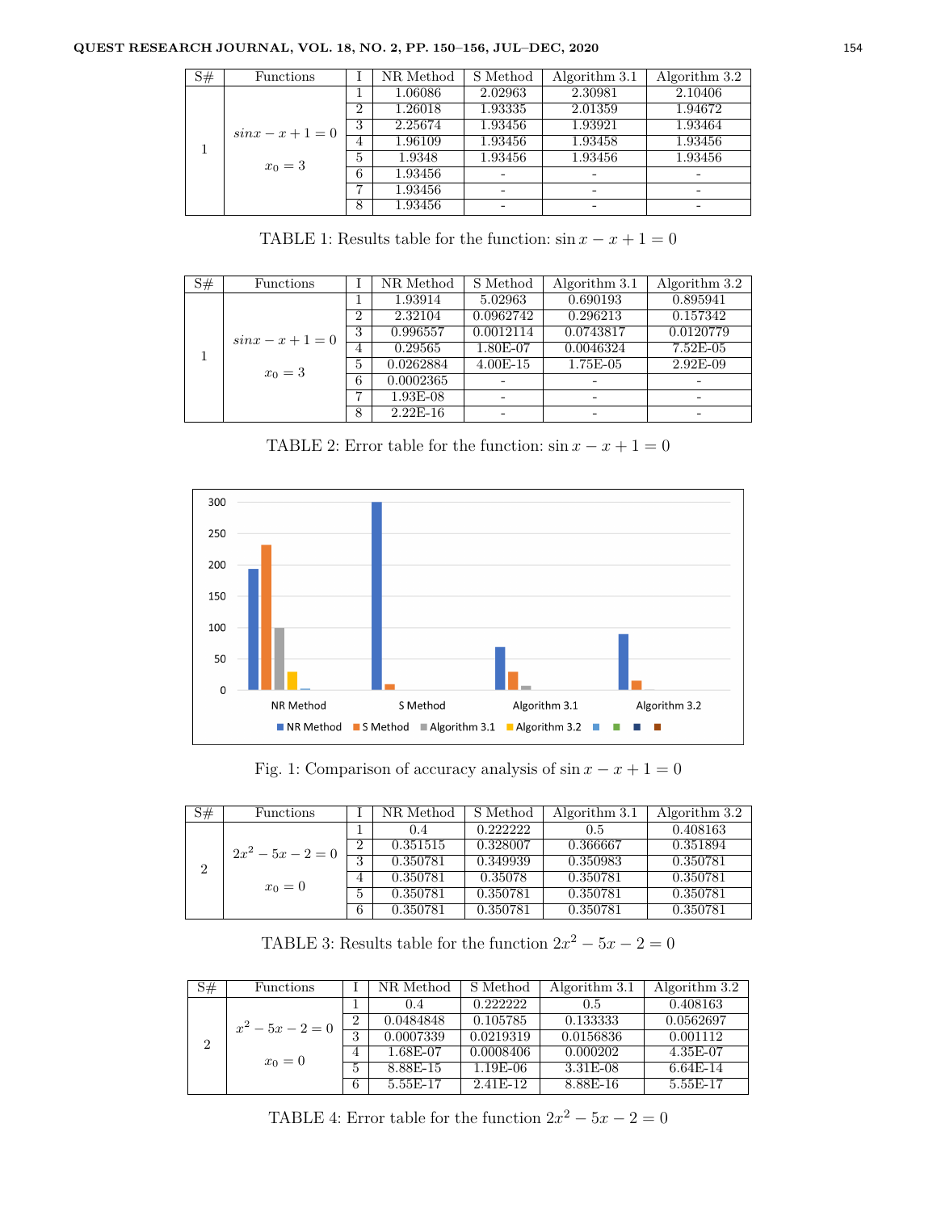| S# | Functions | I | NR Method | S Method | Algorithm 3.1 | Algorithm 3.2 |
|---|---|---|---|---|---|---|
| 1 | $sinx - x + 1 = 0$ <br> $x_0 = 3$ | 1 | 1.06086 | 2.02963 | 2.30981 | 2.10406 |
| | | 2 | 1.26018 | 1.93335 | 2.01359 | 1.94672 |
| | | 3 | 2.25674 | 1.93456 | 1.93921 | 1.93464 |
| | | 4 | 1.96109 | 1.93456 | 1.93458 | 1.93456 |
| | | 5 | 1.9348 | 1.93456 | 1.93456 | 1.93456 |
| | | 6 | 1.93456 | - | - | - |
| | | 7 | 1.93456 | - | - | - |
| | | 8 | 1.93456 | - | - | - |

TABLE 1: Results table for the function: $\sin x - x + 1 = 0$

| S# | Functions | I | NR Method | S Method | Algorithm 3.1 | Algorithm 3.2 |
|---|---|---|---|---|---|---|
| 1 | $sinx - x + 1 = 0$ <br> $x_0 = 3$ | 1 | 1.93914 | 5.02963 | 0.690193 | 0.895941 |
| | | 2 | 2.32104 | 0.0962742 | 0.296213 | 0.157342 |
| | | 3 | 0.996557 | 0.0012114 | 0.0743817 | 0.0120779 |
| | | 4 | 0.29565 | 1.80E-07 | 0.0046324 | 7.52E-05 |
| | | 5 | 0.0262884 | 4.00E-15 | 1.75E-05 | 2.92E-09 |
| | | 6 | 0.0002365 | - | - | - |
| | | 7 | 1.93E-08 | - | - | - |
| | | 8 | 2.22E-16 | - | - | - |

TABLE 2: Error table for the function: $\sin x - x + 1 = 0$

Fig. 1: Comparison of accuracy analysis of $\sin x - x + 1 = 0$

| S# | Functions | I | NR Method | S Method | Algorithm 3.1 | Algorithm 3.2 |
|---|---|---|---|---|---|---|
| 2 | $2x^2 - 5x - 2 = 0$ <br> $x_0 = 0$ | 1 | 0.4 | 0.222222 | 0.5 | 0.408163 |
| | | 2 | 0.351515 | 0.328007 | 0.366667 | 0.351894 |
| | | 3 | 0.350781 | 0.349939 | 0.350983 | 0.350781 |
| | | 4 | 0.350781 | 0.35078 | 0.350781 | 0.350781 |
| | | 5 | 0.350781 | 0.350781 | 0.350781 | 0.350781 |
| | | 6 | 0.350781 | 0.350781 | 0.350781 | 0.350781 |

TABLE 3: Results table for the function $2x^2 - 5x - 2 = 0$

| S# | Functions | I | NR Method | S Method | Algorithm 3.1 | Algorithm 3.2 |
|---|---|---|---|---|---|---|
| 2 | $x^2 - 5x - 2 = 0$ <br> $x_0 = 0$ | 1 | 0.4 | 0.222222 | 0.5 | 0.408163 |
| | | 2 | 0.0484848 | 0.105785 | 0.133333 | 0.0562697 |
| | | 3 | 0.0007339 | 0.0219319 | 0.0156836 | 0.001112 |
| | | 4 | 1.68E-07 | 0.0008406 | 0.000202 | 4.35E-07 |
| | | 5 | 8.88E-15 | 1.19E-06 | 3.31E-08 | 6.64E-14 |
| | | 6 | 5.55E-17 | 2.41E-12 | 8.88E-16 | 5.55E-17 |

TABLE 4: Error table for the function $2x^2 - 5x - 2 = 0$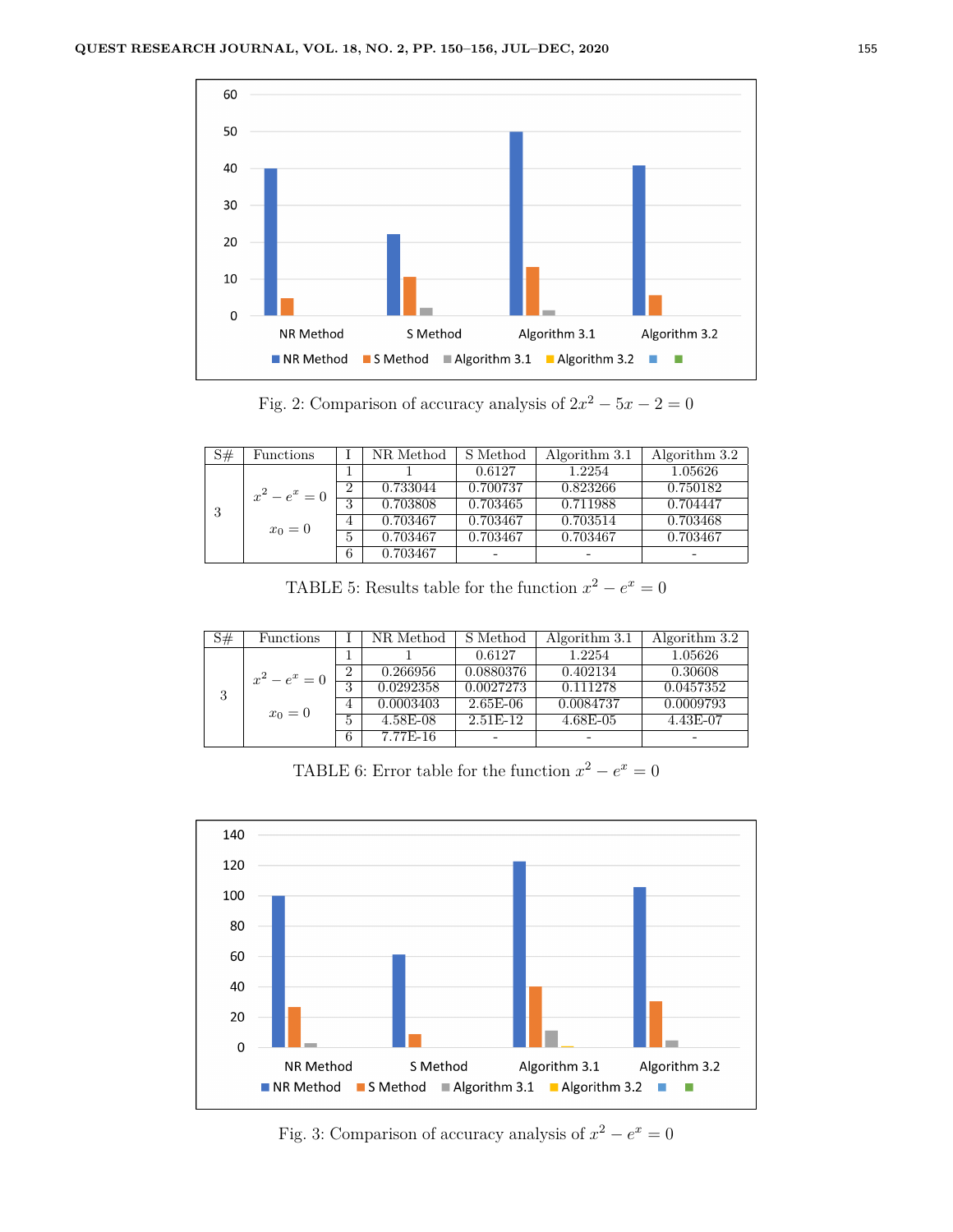Fig. 2: Comparison of accuracy analysis of $2x^2 - 5x - 2 = 0$

| S# | Functions | I | NR Method | S Method | Algorithm 3.1 | Algorithm 3.2 |
|---|---|---|---|---|---|---|
| 3 | $x^2 - e^x = 0$ <br> $x_0 = 0$ | 1 | 1 | 0.6127 | 1.2254 | 1.05626 |
| | | 2 | 0.733044 | 0.700737 | 0.823266 | 0.750182 |
| | | 3 | 0.703808 | 0.703465 | 0.711988 | 0.704447 |
| | | 4 | 0.703467 | 0.703467 | 0.703514 | 0.703468 |
| | | 5 | 0.703467 | 0.703467 | 0.703467 | 0.703467 |
| | | 6 | 0.703467 | - | - | - |

TABLE 5: Results table for the function $x^2 - e^x = 0$

| S# | Functions | I | NR Method | S Method | Algorithm 3.1 | Algorithm 3.2 |
|---|---|---|---|---|---|---|
| 3 | $x^2 - e^x = 0$ <br> $x_0 = 0$ | 1 | 1 | 0.6127 | 1.2254 | 1.05626 |
| | | 2 | 0.266956 | 0.0880376 | 0.402134 | 0.30608 |
| | | 3 | 0.0292358 | 0.0027273 | 0.111278 | 0.0457352 |
| | | 4 | 0.0003403 | 2.65E-06 | 0.0084737 | 0.0009793 |
| | | 5 | 4.58E-08 | 2.51E-12 | 4.68E-05 | 4.43E-07 |
| | | 6 | 7.77E-16 | - | - | - |

TABLE 6: Error table for the function $x^2 - e^x = 0$

Fig. 3: Comparison of accuracy analysis of $x^2 - e^x = 0$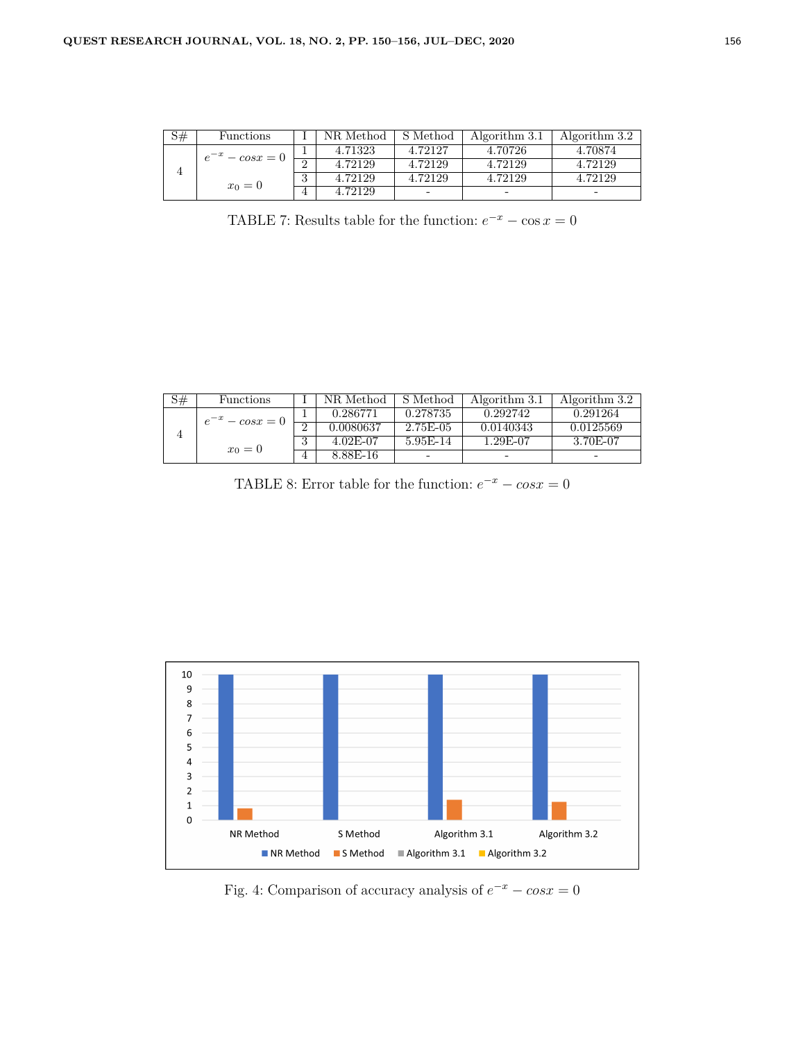| S# | Functions | I | NR Method | S Method | Algorithm 3.1 | Algorithm 3.2 |
|---|---|---|---|---|---|---|
| 4 | $e^{-x} - cosx = 0$ | 1 | 4.71323 | 4.72127 | 4.70726 | 4.70874 |
| | | 2 | 4.72129 | 4.72129 | 4.72129 | 4.72129 |
| | $x_0 = 0$ | 3 | 4.72129 | 4.72129 | 4.72129 | 4.72129 |
| | | 4 | 4.72129 | - | - | - |

TABLE 7: Results table for the function: $e^{-x} - \cos x = 0$

| S# | Functions | I | NR Method | S Method | Algorithm 3.1 | Algorithm 3.2 |
|---|---|---|---|---|---|---|
| 4 | $e^{-x} - cosx = 0$ | 1 | 0.286771 | 0.278735 | 0.292742 | 0.291264 |
| | | 2 | 0.0080637 | 2.75E-05 | 0.0140343 | 0.0125569 |
| | $x_0 = 0$ | 3 | 4.02E-07 | 5.95E-14 | 1.29E-07 | 3.70E-07 |
| | | 4 | 8.88E-16 | - | - | - |

TABLE 8: Error table for the function: $e^{-x} - cosx = 0$

10
9
8
7
6
5
4
3
2
1
0

NR Method
S Method
Algorithm 3.1
Algorithm 3.2

NR Method
S Method
Algorithm 3.1
Algorithm 3.2

Fig. 4: Comparison of accuracy analysis of $e^{-x} - cosx = 0$